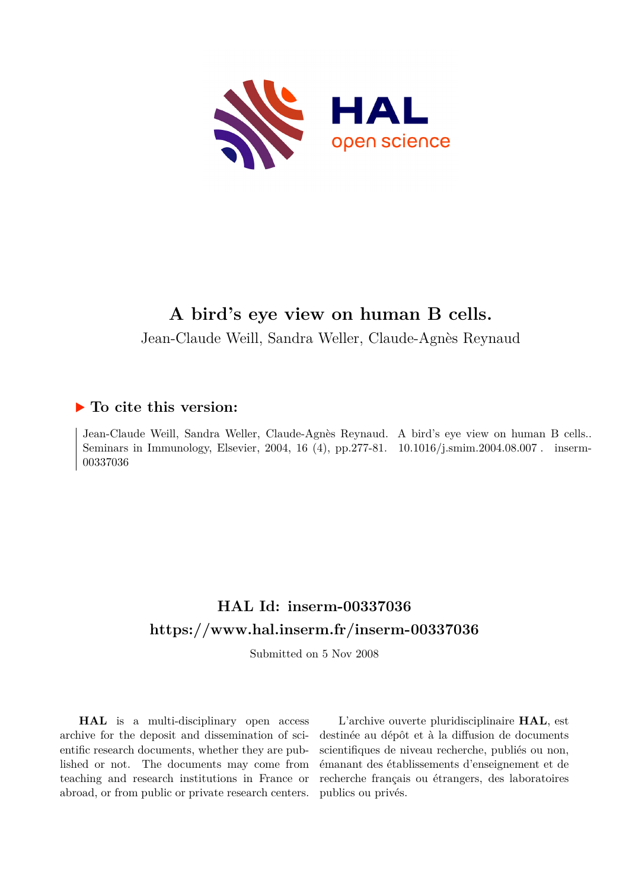# A bird's eye view on human B cells.

Jean-Claude Weill, Sandra Weller, Claude-Agnès Reynaud

## ▶ To cite this version:

Jean-Claude Weill, Sandra Weller, Claude-Agnès Reynaud. A bird's eye view on human B cells.. Seminars in Immunology, Elsevier, 2004, 16 (4), pp.277-81. 10.1016/j.smim.2004.08.007 . inserm-00337036

## HAL Id: inserm-00337036
## https://www.hal.inserm.fr/inserm-00337036

Submitted on 5 Nov 2008

**HAL** is a multi-disciplinary open access archive for the deposit and dissemination of scientific research documents, whether they are published or not. The documents may come from teaching and research institutions in France or abroad, or from public or private research centers.

L'archive ouverte pluridisciplinaire **HAL**, est destinée au dépôt et à la diffusion de documents scientifiques de niveau recherche, publiés ou non, émanant des établissements d'enseignement et de recherche français ou étrangers, des laboratoires publics ou privés.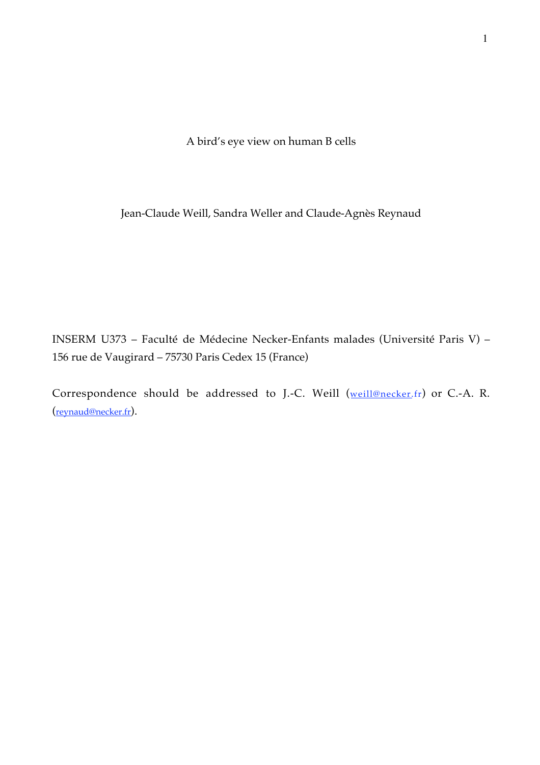# A bird's eye view on human B cells

Jean-Claude Weill, Sandra Weller and Claude-Agnès Reynaud

INSERM U373 – Faculté de Médecine Necker-Enfants malades (Université Paris V) – 156 rue de Vaugirard – 75730 Paris Cedex 15 (France)

Correspondence should be addressed to J.-C. Weill (weill@necker.fr) or C.-A. R. (reynaud@necker.fr).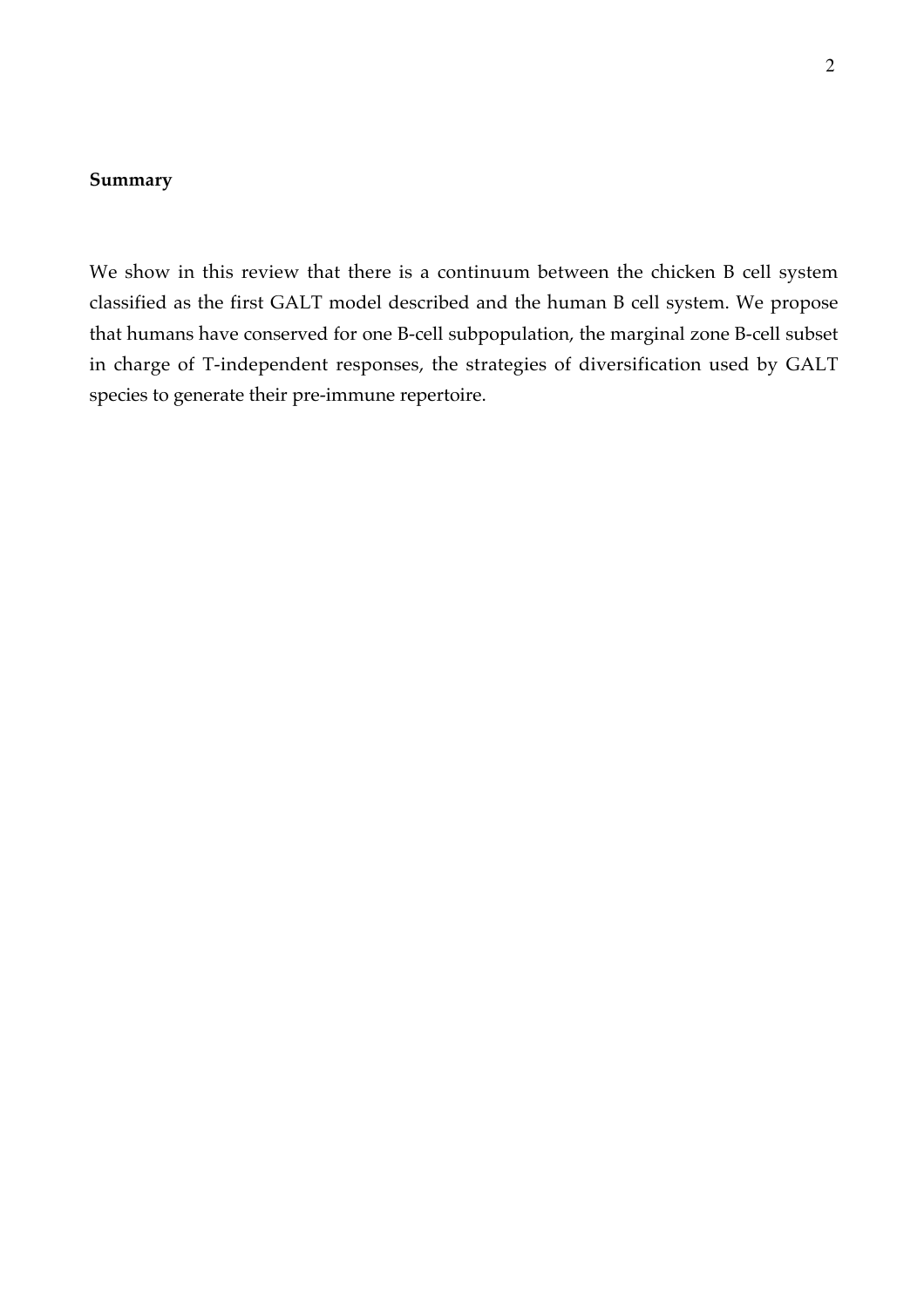**Summary**

We show in this review that there is a continuum between the chicken B cell system classified as the first GALT model described and the human B cell system. We propose that humans have conserved for one B-cell subpopulation, the marginal zone B-cell subset in charge of T-independent responses, the strategies of diversification used by GALT species to generate their pre-immune repertoire.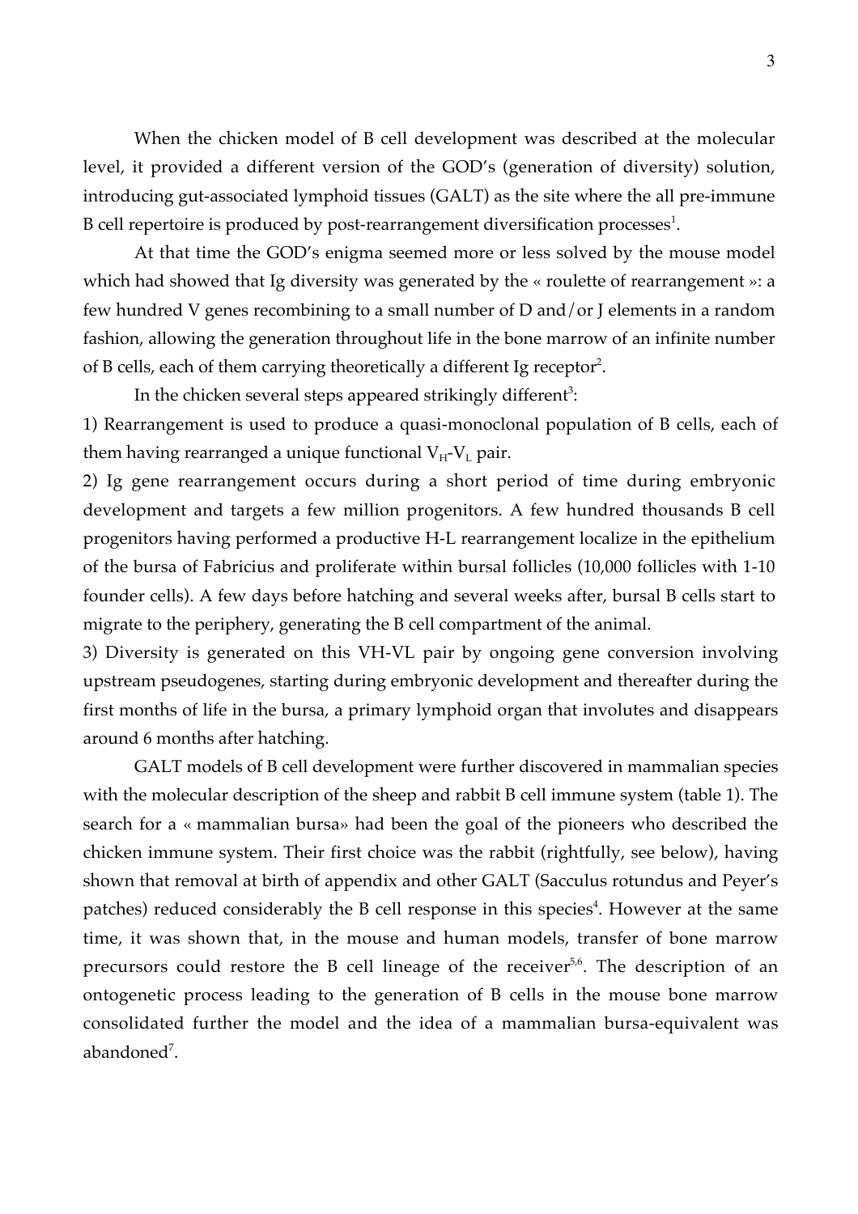When the chicken model of B cell development was described at the molecular level, it provided a different version of the GOD's (generation of diversity) solution, introducing gut-associated lymphoid tissues (GALT) as the site where the all pre-immune B cell repertoire is produced by post-rearrangement diversification processes[1].

At that time the GOD's enigma seemed more or less solved by the mouse model which had showed that Ig diversity was generated by the « roulette of rearrangement »: a few hundred V genes recombining to a small number of D and/or J elements in a random fashion, allowing the generation throughout life in the bone marrow of an infinite number of B cells, each of them carrying theoretically a different Ig receptor[2].

In the chicken several steps appeared strikingly different[3]:

1) Rearrangement is used to produce a quasi-monoclonal population of B cells, each of them having rearranged a unique functional $V_H$-$V_L$ pair.

2) Ig gene rearrangement occurs during a short period of time during embryonic development and targets a few million progenitors. A few hundred thousands B cell progenitors having performed a productive H-L rearrangement localize in the epithelium of the bursa of Fabricius and proliferate within bursal follicles (10,000 follicles with 1-10 founder cells). A few days before hatching and several weeks after, bursal B cells start to migrate to the periphery, generating the B cell compartment of the animal.

3) Diversity is generated on this VH-VL pair by ongoing gene conversion involving upstream pseudogenes, starting during embryonic development and thereafter during the first months of life in the bursa, a primary lymphoid organ that involutes and disappears around 6 months after hatching.

GALT models of B cell development were further discovered in mammalian species with the molecular description of the sheep and rabbit B cell immune system (table 1). The search for a « mammalian bursa» had been the goal of the pioneers who described the chicken immune system. Their first choice was the rabbit (rightfully, see below), having shown that removal at birth of appendix and other GALT (Sacculus rotundus and Peyer's patches) reduced considerably the B cell response in this species[4]. However at the same time, it was shown that, in the mouse and human models, transfer of bone marrow precursors could restore the B cell lineage of the receiver[5,6]. The description of an ontogenetic process leading to the generation of B cells in the mouse bone marrow consolidated further the model and the idea of a mammalian bursa-equivalent was abandoned[7].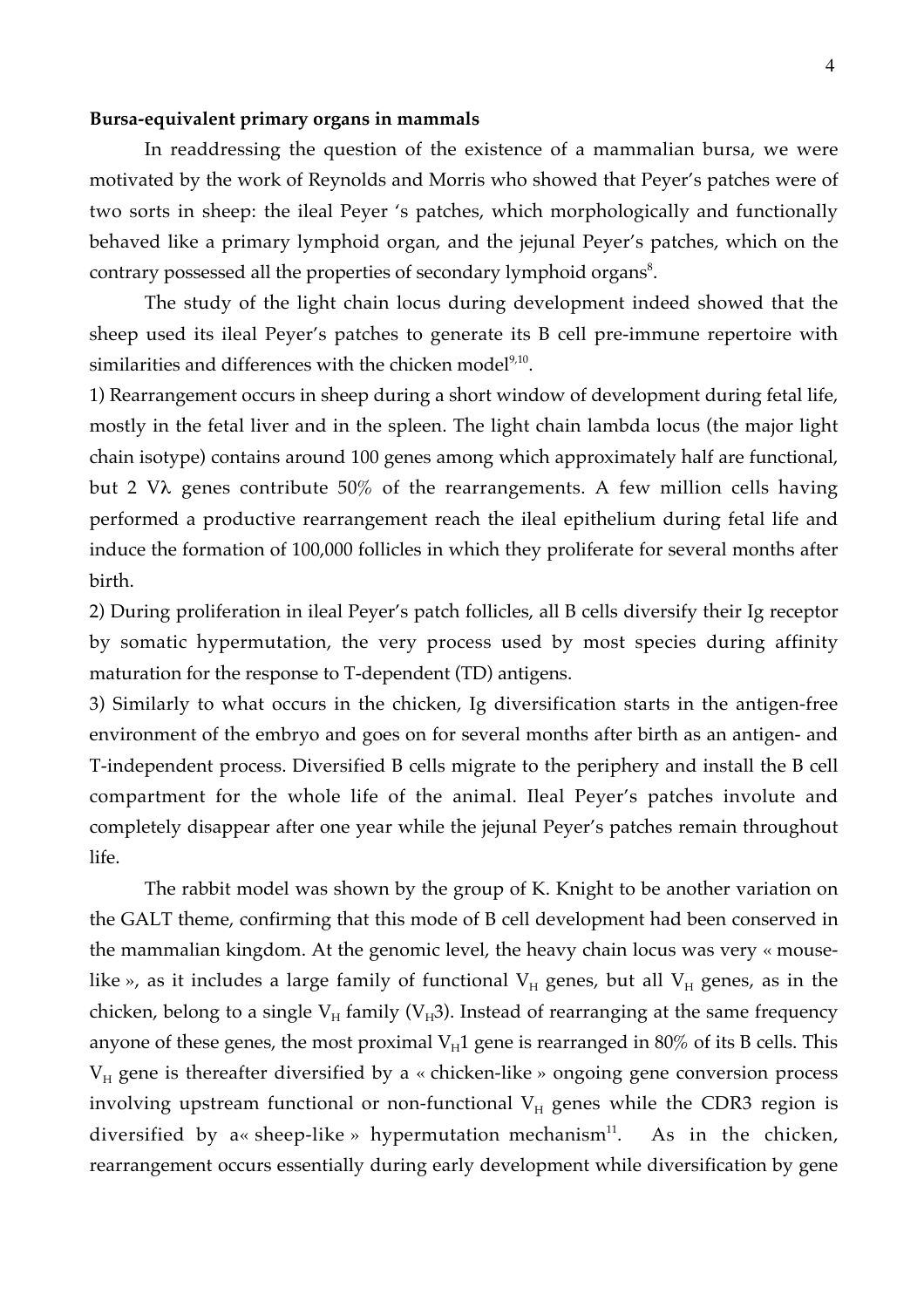**Bursa-equivalent primary organs in mammals**

In readdressing the question of the existence of a mammalian bursa, we were motivated by the work of Reynolds and Morris who showed that Peyer's patches were of two sorts in sheep: the ileal Peyer 's patches, which morphologically and functionally behaved like a primary lymphoid organ, and the jejunal Peyer's patches, which on the contrary possessed all the properties of secondary lymphoid organs[8].

The study of the light chain locus during development indeed showed that the sheep used its ileal Peyer's patches to generate its B cell pre-immune repertoire with similarities and differences with the chicken model[9,10].

1) Rearrangement occurs in sheep during a short window of development during fetal life, mostly in the fetal liver and in the spleen. The light chain lambda locus (the major light chain isotype) contains around 100 genes among which approximately half are functional, but 2 Vλ genes contribute 50% of the rearrangements. A few million cells having performed a productive rearrangement reach the ileal epithelium during fetal life and induce the formation of 100,000 follicles in which they proliferate for several months after birth.

2) During proliferation in ileal Peyer's patch follicles, all B cells diversify their Ig receptor by somatic hypermutation, the very process used by most species during affinity maturation for the response to T-dependent (TD) antigens.

3) Similarly to what occurs in the chicken, Ig diversification starts in the antigen-free environment of the embryo and goes on for several months after birth as an antigen- and T-independent process. Diversified B cells migrate to the periphery and install the B cell compartment for the whole life of the animal. Ileal Peyer's patches involute and completely disappear after one year while the jejunal Peyer's patches remain throughout life.

The rabbit model was shown by the group of K. Knight to be another variation on the GALT theme, confirming that this mode of B cell development had been conserved in the mammalian kingdom. At the genomic level, the heavy chain locus was very « mouse-like », as it includes a large family of functional $V_H$ genes, but all $V_H$ genes, as in the chicken, belong to a single $V_H$ family ($V_H3$). Instead of rearranging at the same frequency anyone of these genes, the most proximal $V_H1$ gene is rearranged in 80% of its B cells. This $V_H$ gene is thereafter diversified by a « chicken-like » ongoing gene conversion process involving upstream functional or non-functional $V_H$ genes while the CDR3 region is diversified by a« sheep-like » hypermutation mechanism[11]. As in the chicken, rearrangement occurs essentially during early development while diversification by gene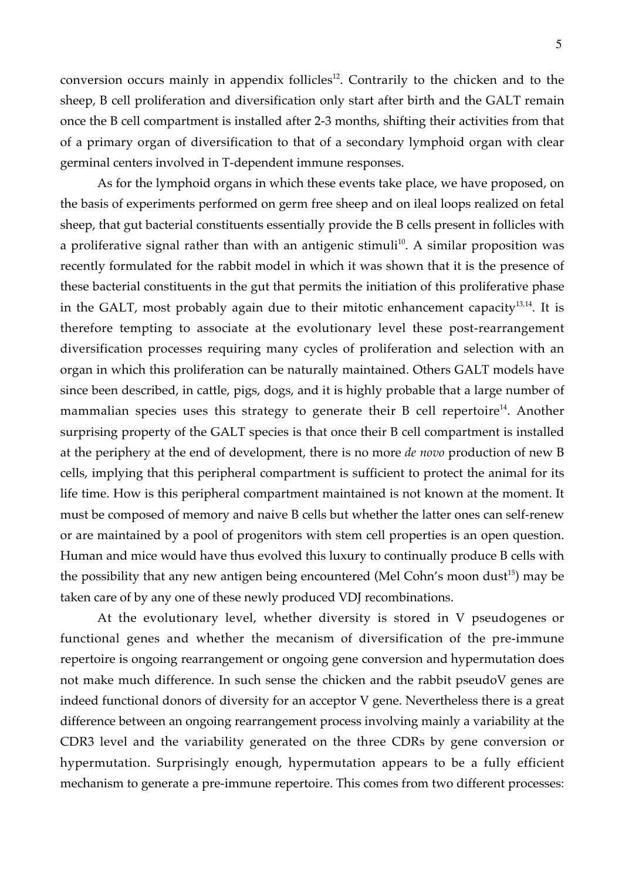conversion occurs mainly in appendix follicles[12]. Contrarily to the chicken and to the sheep, B cell proliferation and diversification only start after birth and the GALT remain once the B cell compartment is installed after 2-3 months, shifting their activities from that of a primary organ of diversification to that of a secondary lymphoid organ with clear germinal centers involved in T-dependent immune responses.

As for the lymphoid organs in which these events take place, we have proposed, on the basis of experiments performed on germ free sheep and on ileal loops realized on fetal sheep, that gut bacterial constituents essentially provide the B cells present in follicles with a proliferative signal rather than with an antigenic stimuli[10]. A similar proposition was recently formulated for the rabbit model in which it was shown that it is the presence of these bacterial constituents in the gut that permits the initiation of this proliferative phase in the GALT, most probably again due to their mitotic enhancement capacity[13,14]. It is therefore tempting to associate at the evolutionary level these post-rearrangement diversification processes requiring many cycles of proliferation and selection with an organ in which this proliferation can be naturally maintained. Others GALT models have since been described, in cattle, pigs, dogs, and it is highly probable that a large number of mammalian species uses this strategy to generate their B cell repertoire[14]. Another surprising property of the GALT species is that once their B cell compartment is installed at the periphery at the end of development, there is no more *de novo* production of new B cells, implying that this peripheral compartment is sufficient to protect the animal for its life time. How is this peripheral compartment maintained is not known at the moment. It must be composed of memory and naive B cells but whether the latter ones can self-renew or are maintained by a pool of progenitors with stem cell properties is an open question. Human and mice would have thus evolved this luxury to continually produce B cells with the possibility that any new antigen being encountered (Mel Cohn's moon dust[15]) may be taken care of by any one of these newly produced VDJ recombinations.

At the evolutionary level, whether diversity is stored in V pseudogenes or functional genes and whether the mecanism of diversification of the pre-immune repertoire is ongoing rearrangement or ongoing gene conversion and hypermutation does not make much difference. In such sense the chicken and the rabbit pseudoV genes are indeed functional donors of diversity for an acceptor V gene. Nevertheless there is a great difference between an ongoing rearrangement process involving mainly a variability at the CDR3 level and the variability generated on the three CDRs by gene conversion or hypermutation. Surprisingly enough, hypermutation appears to be a fully efficient mechanism to generate a pre-immune repertoire. This comes from two different processes: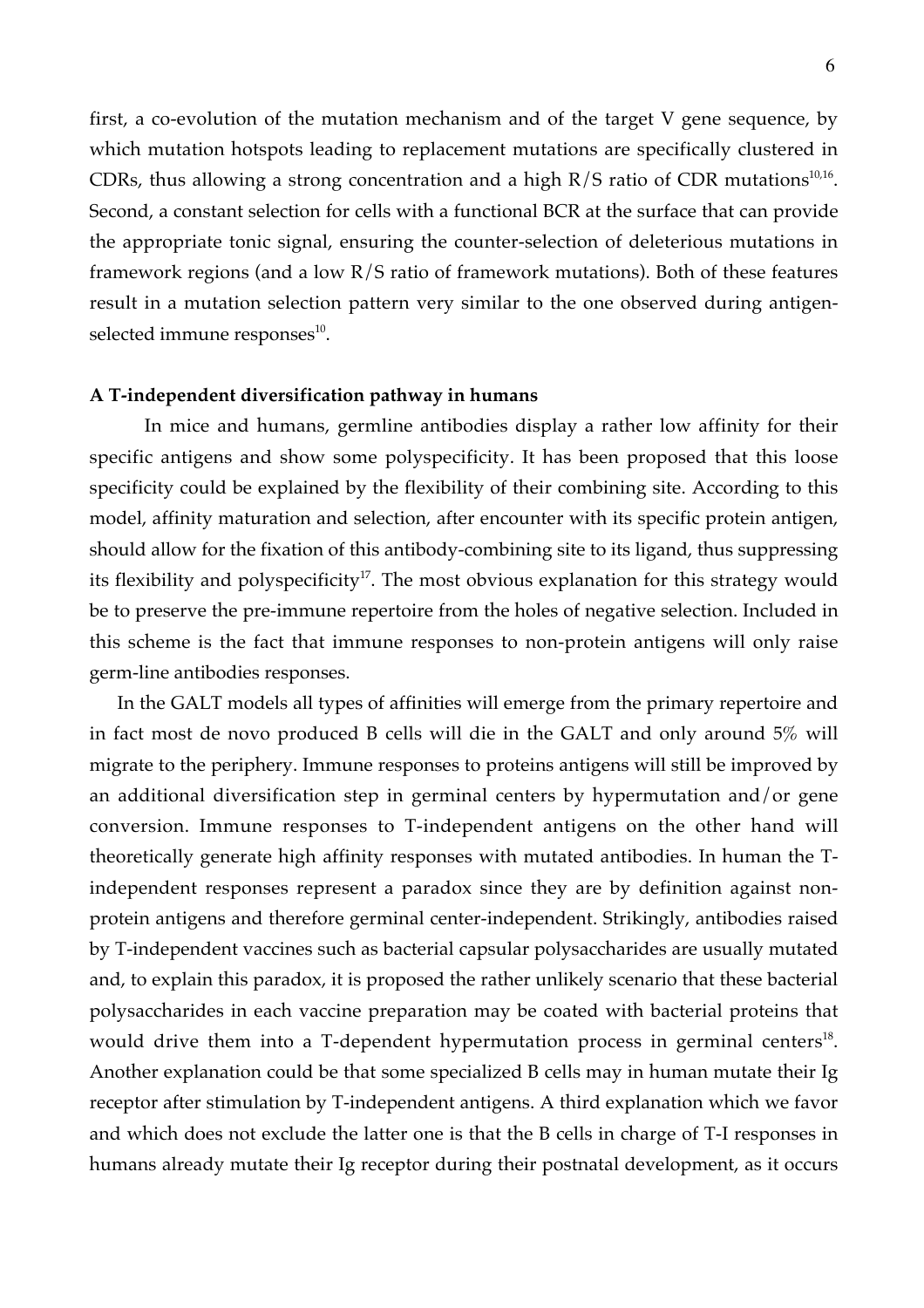first, a co-evolution of the mutation mechanism and of the target V gene sequence, by which mutation hotspots leading to replacement mutations are specifically clustered in CDRs, thus allowing a strong concentration and a high R/S ratio of CDR mutations[10,16]. Second, a constant selection for cells with a functional BCR at the surface that can provide the appropriate tonic signal, ensuring the counter-selection of deleterious mutations in framework regions (and a low R/S ratio of framework mutations). Both of these features result in a mutation selection pattern very similar to the one observed during antigen-selected immune responses[10].

**A T-independent diversification pathway in humans**

In mice and humans, germline antibodies display a rather low affinity for their specific antigens and show some polyspecificity. It has been proposed that this loose specificity could be explained by the flexibility of their combining site. According to this model, affinity maturation and selection, after encounter with its specific protein antigen, should allow for the fixation of this antibody-combining site to its ligand, thus suppressing its flexibility and polyspecificity[17]. The most obvious explanation for this strategy would be to preserve the pre-immune repertoire from the holes of negative selection. Included in this scheme is the fact that immune responses to non-protein antigens will only raise germ-line antibodies responses.

In the GALT models all types of affinities will emerge from the primary repertoire and in fact most de novo produced B cells will die in the GALT and only around 5% will migrate to the periphery. Immune responses to proteins antigens will still be improved by an additional diversification step in germinal centers by hypermutation and/or gene conversion. Immune responses to T-independent antigens on the other hand will theoretically generate high affinity responses with mutated antibodies. In human the T-independent responses represent a paradox since they are by definition against non-protein antigens and therefore germinal center-independent. Strikingly, antibodies raised by T-independent vaccines such as bacterial capsular polysaccharides are usually mutated and, to explain this paradox, it is proposed the rather unlikely scenario that these bacterial polysaccharides in each vaccine preparation may be coated with bacterial proteins that would drive them into a T-dependent hypermutation process in germinal centers[18]. Another explanation could be that some specialized B cells may in human mutate their Ig receptor after stimulation by T-independent antigens. A third explanation which we favor and which does not exclude the latter one is that the B cells in charge of T-I responses in humans already mutate their Ig receptor during their postnatal development, as it occurs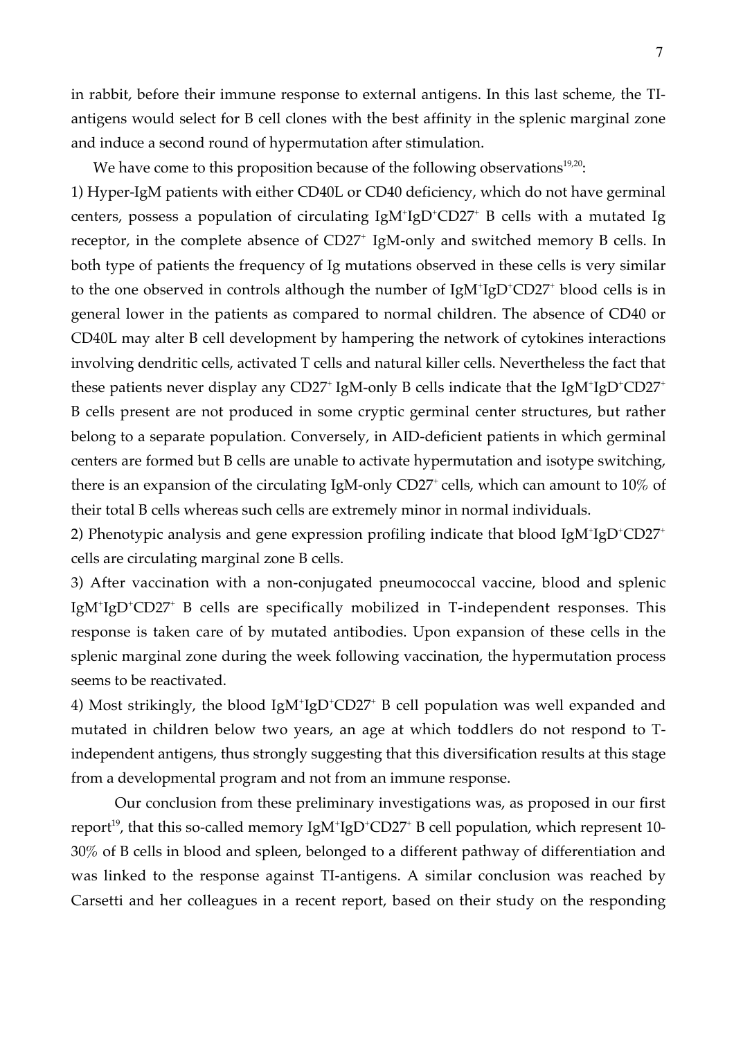in rabbit, before their immune response to external antigens. In this last scheme, the TI-antigens would select for B cell clones with the best affinity in the splenic marginal zone and induce a second round of hypermutation after stimulation.

We have come to this proposition because of the following observations[19,20]:

1) Hyper-IgM patients with either CD40L or CD40 deficiency, which do not have germinal centers, possess a population of circulating $IgM^{+}IgD^{+}CD27^{+}$ B cells with a mutated Ig receptor, in the complete absence of $CD27^{+}$ IgM-only and switched memory B cells. In both type of patients the frequency of Ig mutations observed in these cells is very similar to the one observed in controls although the number of $IgM^{+}IgD^{+}CD27^{+}$ blood cells is in general lower in the patients as compared to normal children. The absence of CD40 or CD40L may alter B cell development by hampering the network of cytokines interactions involving dendritic cells, activated T cells and natural killer cells. Nevertheless the fact that these patients never display any $CD27^{+}$ IgM-only B cells indicate that the $IgM^{+}IgD^{+}CD27^{+}$ B cells present are not produced in some cryptic germinal center structures, but rather belong to a separate population. Conversely, in AID-deficient patients in which germinal centers are formed but B cells are unable to activate hypermutation and isotype switching, there is an expansion of the circulating IgM-only $CD27^{+}$ cells, which can amount to 10% of their total B cells whereas such cells are extremely minor in normal individuals.

2) Phenotypic analysis and gene expression profiling indicate that blood $IgM^{+}IgD^{+}CD27^{+}$ cells are circulating marginal zone B cells.

3) After vaccination with a non-conjugated pneumococcal vaccine, blood and splenic $IgM^{+}IgD^{+}CD27^{+}$ B cells are specifically mobilized in T-independent responses. This response is taken care of by mutated antibodies. Upon expansion of these cells in the splenic marginal zone during the week following vaccination, the hypermutation process seems to be reactivated.

4) Most strikingly, the blood $IgM^{+}IgD^{+}CD27^{+}$ B cell population was well expanded and mutated in children below two years, an age at which toddlers do not respond to T-independent antigens, thus strongly suggesting that this diversification results at this stage from a developmental program and not from an immune response.

Our conclusion from these preliminary investigations was, as proposed in our first report[19], that this so-called memory $IgM^{+}IgD^{+}CD27^{+}$ B cell population, which represent 10-30% of B cells in blood and spleen, belonged to a different pathway of differentiation and was linked to the response against TI-antigens. A similar conclusion was reached by Carsetti and her colleagues in a recent report, based on their study on the responding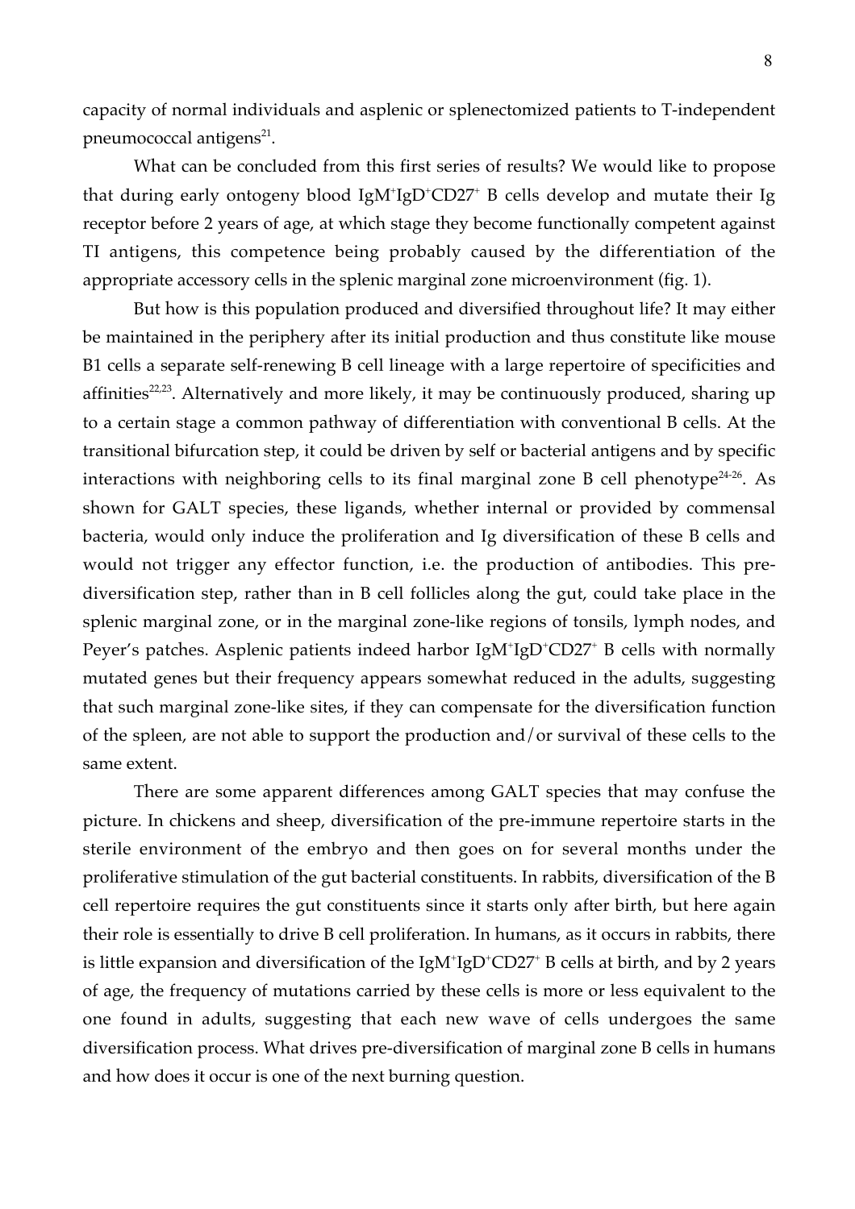capacity of normal individuals and asplenic or splenectomized patients to T-independent pneumococcal antigens[21].

What can be concluded from this first series of results? We would like to propose that during early ontogeny blood $IgM^{+}IgD^{+}CD27^{+}$ B cells develop and mutate their Ig receptor before 2 years of age, at which stage they become functionally competent against TI antigens, this competence being probably caused by the differentiation of the appropriate accessory cells in the splenic marginal zone microenvironment (fig. 1).

But how is this population produced and diversified throughout life? It may either be maintained in the periphery after its initial production and thus constitute like mouse B1 cells a separate self-renewing B cell lineage with a large repertoire of specificities and affinities[22,23]. Alternatively and more likely, it may be continuously produced, sharing up to a certain stage a common pathway of differentiation with conventional B cells. At the transitional bifurcation step, it could be driven by self or bacterial antigens and by specific interactions with neighboring cells to its final marginal zone B cell phenotype[24-26]. As shown for GALT species, these ligands, whether internal or provided by commensal bacteria, would only induce the proliferation and Ig diversification of these B cells and would not trigger any effector function, i.e. the production of antibodies. This pre-diversification step, rather than in B cell follicles along the gut, could take place in the splenic marginal zone, or in the marginal zone-like regions of tonsils, lymph nodes, and Peyer's patches. Asplenic patients indeed harbor $IgM^{+}IgD^{+}CD27^{+}$ B cells with normally mutated genes but their frequency appears somewhat reduced in the adults, suggesting that such marginal zone-like sites, if they can compensate for the diversification function of the spleen, are not able to support the production and/or survival of these cells to the same extent.

There are some apparent differences among GALT species that may confuse the picture. In chickens and sheep, diversification of the pre-immune repertoire starts in the sterile environment of the embryo and then goes on for several months under the proliferative stimulation of the gut bacterial constituents. In rabbits, diversification of the B cell repertoire requires the gut constituents since it starts only after birth, but here again their role is essentially to drive B cell proliferation. In humans, as it occurs in rabbits, there is little expansion and diversification of the $IgM^{+}IgD^{+}CD27^{+}$ B cells at birth, and by 2 years of age, the frequency of mutations carried by these cells is more or less equivalent to the one found in adults, suggesting that each new wave of cells undergoes the same diversification process. What drives pre-diversification of marginal zone B cells in humans and how does it occur is one of the next burning question.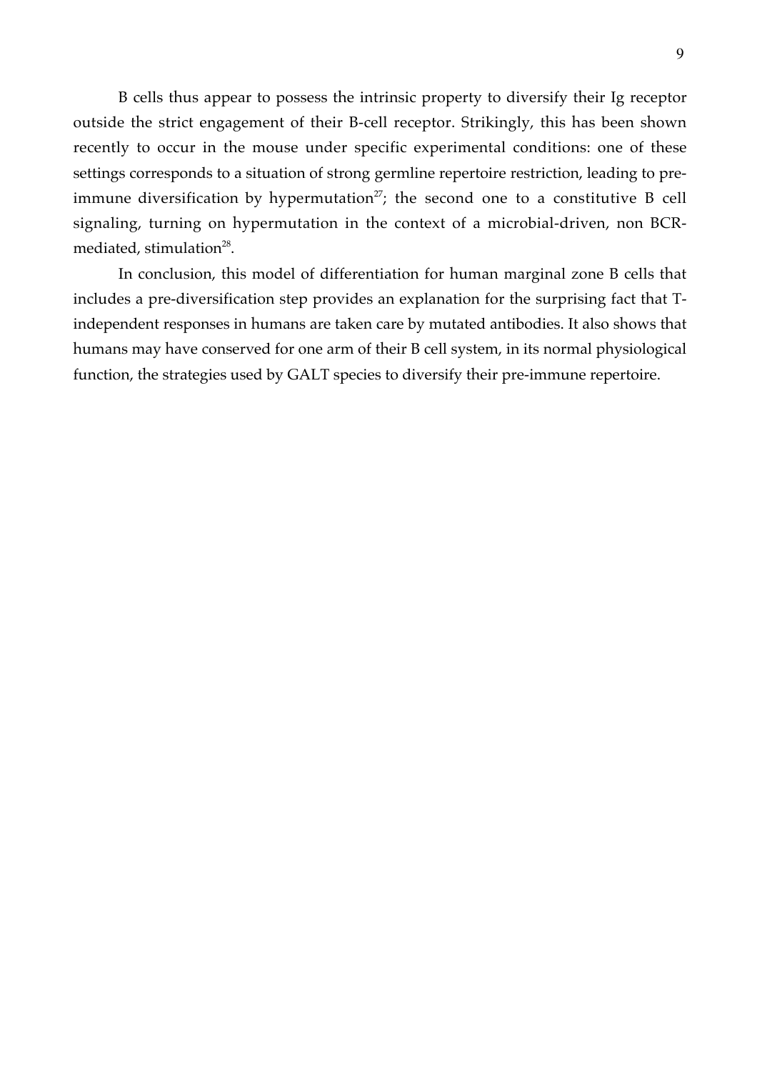B cells thus appear to possess the intrinsic property to diversify their Ig receptor outside the strict engagement of their B-cell receptor. Strikingly, this has been shown recently to occur in the mouse under specific experimental conditions: one of these settings corresponds to a situation of strong germline repertoire restriction, leading to pre-immune diversification by hypermutation[27]; the second one to a constitutive B cell signaling, turning on hypermutation in the context of a microbial-driven, non BCR-mediated, stimulation[28].

In conclusion, this model of differentiation for human marginal zone B cells that includes a pre-diversification step provides an explanation for the surprising fact that T-independent responses in humans are taken care by mutated antibodies. It also shows that humans may have conserved for one arm of their B cell system, in its normal physiological function, the strategies used by GALT species to diversify their pre-immune repertoire.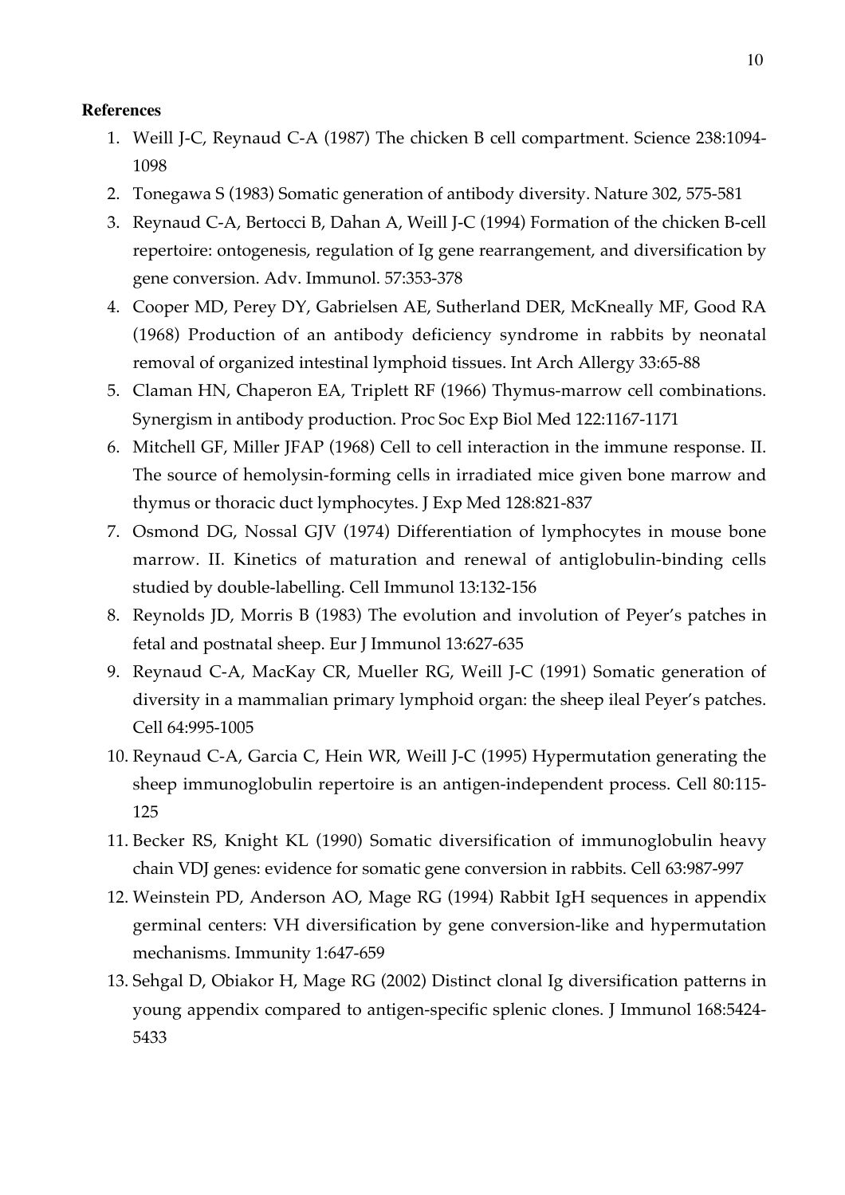**References**

1. Weill J-C, Reynaud C-A (1987) The chicken B cell compartment. Science 238:1094-1098
2. Tonegawa S (1983) Somatic generation of antibody diversity. Nature 302, 575-581
3. Reynaud C-A, Bertocci B, Dahan A, Weill J-C (1994) Formation of the chicken B-cell repertoire: ontogenesis, regulation of Ig gene rearrangement, and diversification by gene conversion. Adv. Immunol. 57:353-378
4. Cooper MD, Perey DY, Gabrielsen AE, Sutherland DER, McKneally MF, Good RA (1968) Production of an antibody deficiency syndrome in rabbits by neonatal removal of organized intestinal lymphoid tissues. Int Arch Allergy 33:65-88
5. Claman HN, Chaperon EA, Triplett RF (1966) Thymus-marrow cell combinations. Synergism in antibody production. Proc Soc Exp Biol Med 122:1167-1171
6. Mitchell GF, Miller JFAP (1968) Cell to cell interaction in the immune response. II. The source of hemolysin-forming cells in irradiated mice given bone marrow and thymus or thoracic duct lymphocytes. J Exp Med 128:821-837
7. Osmond DG, Nossal GJV (1974) Differentiation of lymphocytes in mouse bone marrow. II. Kinetics of maturation and renewal of antiglobulin-binding cells studied by double-labelling. Cell Immunol 13:132-156
8. Reynolds JD, Morris B (1983) The evolution and involution of Peyer's patches in fetal and postnatal sheep. Eur J Immunol 13:627-635
9. Reynaud C-A, MacKay CR, Mueller RG, Weill J-C (1991) Somatic generation of diversity in a mammalian primary lymphoid organ: the sheep ileal Peyer's patches. Cell 64:995-1005
10. Reynaud C-A, Garcia C, Hein WR, Weill J-C (1995) Hypermutation generating the sheep immunoglobulin repertoire is an antigen-independent process. Cell 80:115-125
11. Becker RS, Knight KL (1990) Somatic diversification of immunoglobulin heavy chain VDJ genes: evidence for somatic gene conversion in rabbits. Cell 63:987-997
12. Weinstein PD, Anderson AO, Mage RG (1994) Rabbit IgH sequences in appendix germinal centers: VH diversification by gene conversion-like and hypermutation mechanisms. Immunity 1:647-659
13. Sehgal D, Obiakor H, Mage RG (2002) Distinct clonal Ig diversification patterns in young appendix compared to antigen-specific splenic clones. J Immunol 168:5424-5433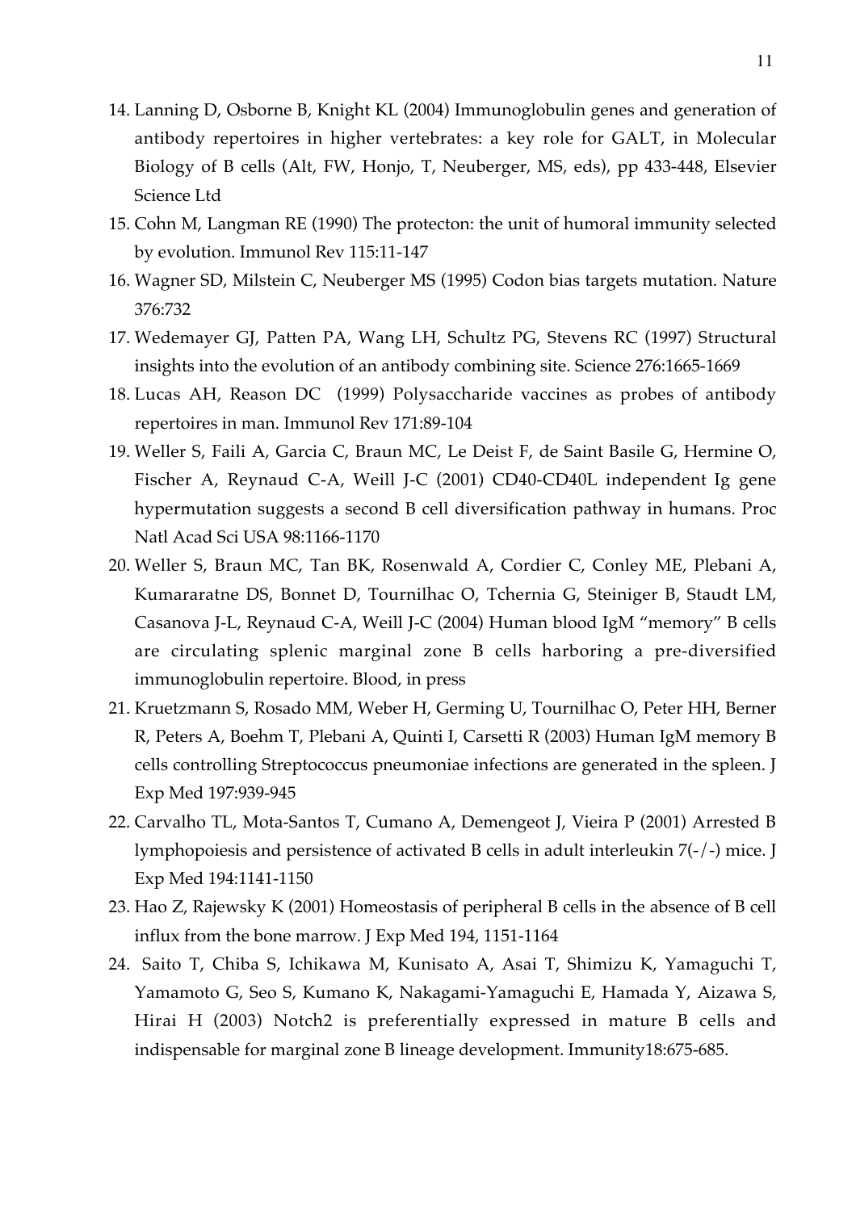14. Lanning D, Osborne B, Knight KL (2004) Immunoglobulin genes and generation of antibody repertoires in higher vertebrates: a key role for GALT, in Molecular Biology of B cells (Alt, FW, Honjo, T, Neuberger, MS, eds), pp 433-448, Elsevier Science Ltd
15. Cohn M, Langman RE (1990) The protecton: the unit of humoral immunity selected by evolution. Immunol Rev 115:11-147
16. Wagner SD, Milstein C, Neuberger MS (1995) Codon bias targets mutation. Nature 376:732
17. Wedemayer GJ, Patten PA, Wang LH, Schultz PG, Stevens RC (1997) Structural insights into the evolution of an antibody combining site. Science 276:1665-1669
18. Lucas AH, Reason DC (1999) Polysaccharide vaccines as probes of antibody repertoires in man. Immunol Rev 171:89-104
19. Weller S, Faili A, Garcia C, Braun MC, Le Deist F, de Saint Basile G, Hermine O, Fischer A, Reynaud C-A, Weill J-C (2001) CD40-CD40L independent Ig gene hypermutation suggests a second B cell diversification pathway in humans. Proc Natl Acad Sci USA 98:1166-1170
20. Weller S, Braun MC, Tan BK, Rosenwald A, Cordier C, Conley ME, Plebani A, Kumararatne DS, Bonnet D, Tournilhac O, Tchernia G, Steiniger B, Staudt LM, Casanova J-L, Reynaud C-A, Weill J-C (2004) Human blood IgM "memory" B cells are circulating splenic marginal zone B cells harboring a pre-diversified immunoglobulin repertoire. Blood, in press
21. Kruetzmann S, Rosado MM, Weber H, Germing U, Tournilhac O, Peter HH, Berner R, Peters A, Boehm T, Plebani A, Quinti I, Carsetti R (2003) Human IgM memory B cells controlling Streptococcus pneumoniae infections are generated in the spleen. J Exp Med 197:939-945
22. Carvalho TL, Mota-Santos T, Cumano A, Demengeot J, Vieira P (2001) Arrested B lymphopoiesis and persistence of activated B cells in adult interleukin 7(-/-) mice. J Exp Med 194:1141-1150
23. Hao Z, Rajewsky K (2001) Homeostasis of peripheral B cells in the absence of B cell influx from the bone marrow. J Exp Med 194, 1151-1164
24. Saito T, Chiba S, Ichikawa M, Kunisato A, Asai T, Shimizu K, Yamaguchi T, Yamamoto G, Seo S, Kumano K, Nakagami-Yamaguchi E, Hamada Y, Aizawa S, Hirai H (2003) Notch2 is preferentially expressed in mature B cells and indispensable for marginal zone B lineage development. Immunity18:675-685.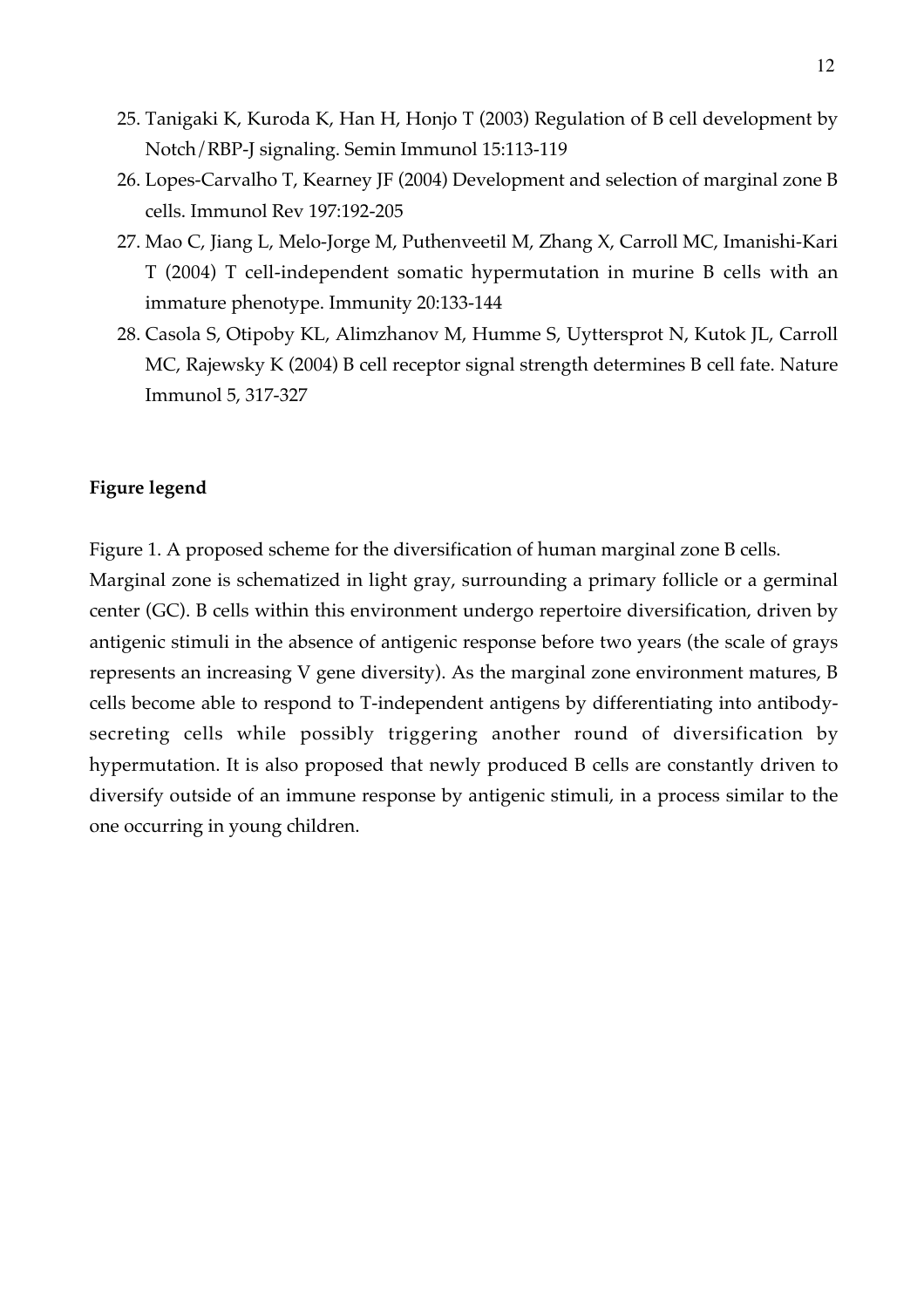25. Tanigaki K, Kuroda K, Han H, Honjo T (2003) Regulation of B cell development by Notch/RBP-J signaling. Semin Immunol 15:113-119
26. Lopes-Carvalho T, Kearney JF (2004) Development and selection of marginal zone B cells. Immunol Rev 197:192-205
27. Mao C, Jiang L, Melo-Jorge M, Puthenveetil M, Zhang X, Carroll MC, Imanishi-Kari T (2004) T cell-independent somatic hypermutation in murine B cells with an immature phenotype. Immunity 20:133-144
28. Casola S, Otipoby KL, Alimzhanov M, Humme S, Uyttersprot N, Kutok JL, Carroll MC, Rajewsky K (2004) B cell receptor signal strength determines B cell fate. Nature Immunol 5, 317-327

**Figure legend**

Figure 1. A proposed scheme for the diversification of human marginal zone B cells. Marginal zone is schematized in light gray, surrounding a primary follicle or a germinal center (GC). B cells within this environment undergo repertoire diversification, driven by antigenic stimuli in the absence of antigenic response before two years (the scale of grays represents an increasing V gene diversity). As the marginal zone environment matures, B cells become able to respond to T-independent antigens by differentiating into antibody-secreting cells while possibly triggering another round of diversification by hypermutation. It is also proposed that newly produced B cells are constantly driven to diversify outside of an immune response by antigenic stimuli, in a process similar to the one occurring in young children.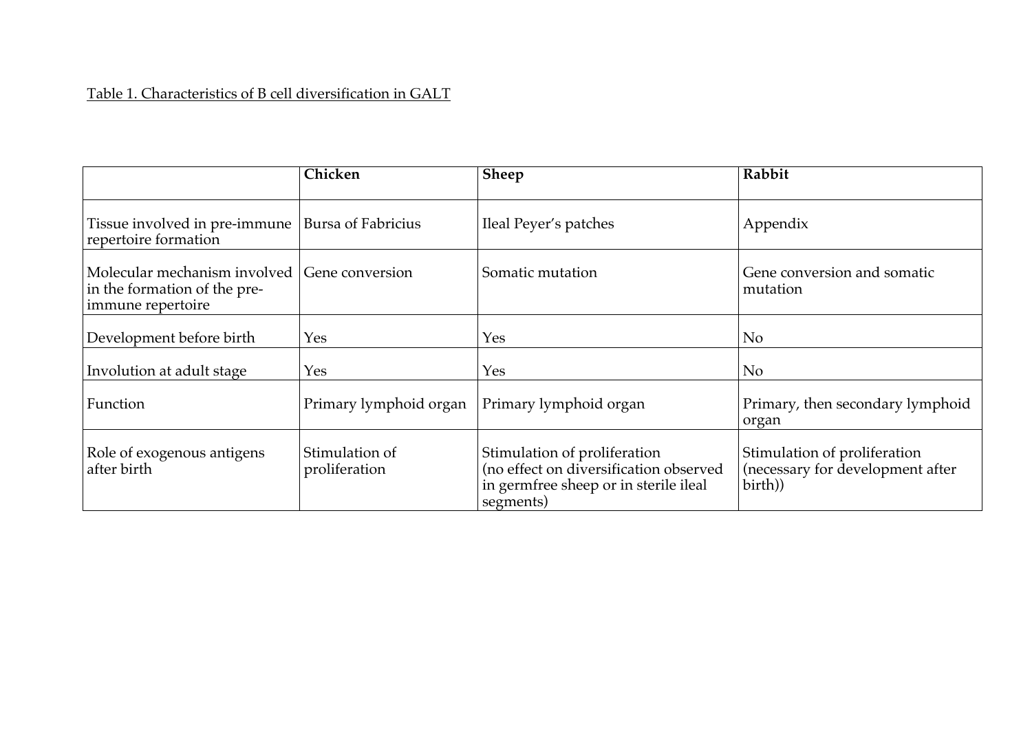Table 1. Characteristics of B cell diversification in GALT

| | **Chicken** | **Sheep** | **Rabbit** |
|---|---|---|---|
| Tissue involved in pre-immune repertoire formation | Bursa of Fabricius | Ileal Peyer's patches | Appendix |
| Molecular mechanism involved in the formation of the pre-immune repertoire | Gene conversion | Somatic mutation | Gene conversion and somatic mutation |
| Development before birth | Yes | Yes | No |
| Involution at adult stage | Yes | Yes | No |
| Function | Primary lymphoid organ | Primary lymphoid organ | Primary, then secondary lymphoid organ |
| Role of exogenous antigens after birth | Stimulation of proliferation | Stimulation of proliferation (no effect on diversification observed in germfree sheep or in sterile ileal segments) | Stimulation of proliferation (necessary for development after birth)) |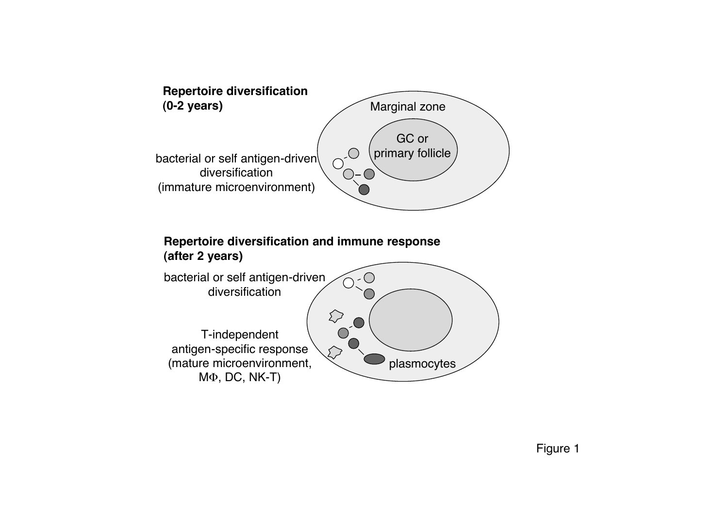Repertoire diversification
(0-2 years)

Marginal zone

GC or
primary follicle

bacterial or self antigen-driven
diversification
(immature microenvironment)

Repertoire diversification and immune response
(after 2 years)

bacterial or self antigen-driven
diversification

T-independent
antigen-specific response
(mature microenvironment,
MΦ, DC, NK-T)

plasmocytes

Figure 1